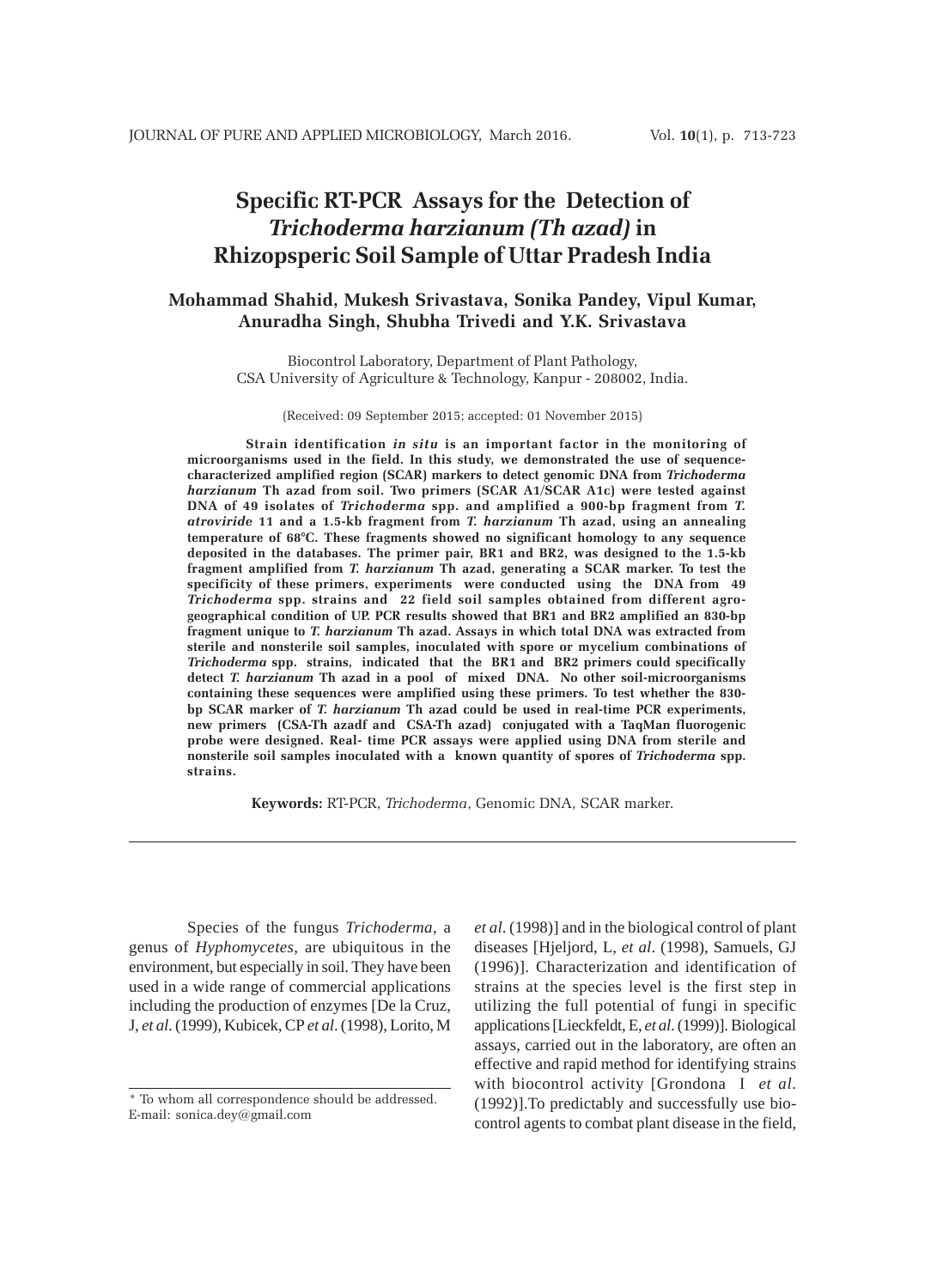# Specific RT-PCR Assays for the Detection of *Trichoderma harzianum (Th azad)* in Rhizopsperic Soil Sample of Uttar Pradesh India

**Mohammad Shahid, Mukesh Srivastava, Sonika Pandey, Vipul Kumar, Anuradha Singh, Shubha Trivedi and Y.K. Srivastava**

Biocontrol Laboratory, Department of Plant Pathology, CSA University of Agriculture & Technology, Kanpur - 208002, India.

(Received: 09 September 2015; accepted: 01 November 2015)

**Strain identification *in situ* is an important factor in the monitoring of microorganisms used in the field. In this study, we demonstrated the use of sequence-characterized amplified region (SCAR) markers to detect genomic DNA from *Trichoderma harzianum* Th azad from soil. Two primers (SCAR A1/SCAR A1c) were tested against DNA of 49 isolates of *Trichoderma* spp. and amplified a 900-bp fragment from *T. atroviride* 11 and a 1.5-kb fragment from *T. harzianum* Th azad, using an annealing temperature of 68°C. These fragments showed no significant homology to any sequence deposited in the databases. The primer pair, BR1 and BR2, was designed to the 1.5-kb fragment amplified from *T. harzianum* Th azad, generating a SCAR marker. To test the specificity of these primers, experiments were conducted using the DNA from 49 *Trichoderma* spp. strains and 22 field soil samples obtained from different agro-geographical condition of UP. PCR results showed that BR1 and BR2 amplified an 830-bp fragment unique to *T. harzianum* Th azad. Assays in which total DNA was extracted from sterile and nonsterile soil samples, inoculated with spore or mycelium combinations of *Trichoderma* spp. strains, indicated that the BR1 and BR2 primers could specifically detect *T. harzianum* Th azad in a pool of mixed DNA. No other soil-microorganisms containing these sequences were amplified using these primers. To test whether the 830-bp SCAR marker of *T. harzianum* Th azad could be used in real-time PCR experiments, new primers (CSA-Th azadf and CSA-Th azad) conjugated with a TaqMan fluorogenic probe were designed. Real- time PCR assays were applied using DNA from sterile and nonsterile soil samples inoculated with a known quantity of spores of *Trichoderma* spp. strains.**

**Keywords:** RT-PCR, *Trichoderma*, Genomic DNA, SCAR marker.

---

Species of the fungus *Trichoderma*, a genus of *Hyphomycetes*, are ubiquitous in the environment, but especially in soil. They have been used in a wide range of commercial applications including the production of enzymes [De la Cruz, J, *et al*. (1999), Kubicek, CP *et al*. (1998), Lorito, M *et al*. (1998)] and in the biological control of plant diseases [Hjeljord, L, *et al*. (1998), Samuels, GJ (1996)]. Characterization and identification of strains at the species level is the first step in utilizing the full potential of fungi in specific applications [Lieckfeldt, E, *et al*. (1999)]. Biological assays, carried out in the laboratory, are often an effective and rapid method for identifying strains with biocontrol activity [Grondona I *et al*. (1992)].To predictably and successfully use bio-control agents to combat plant disease in the field,

* To whom all correspondence should be addressed.
E-mail: sonica.dey@gmail.com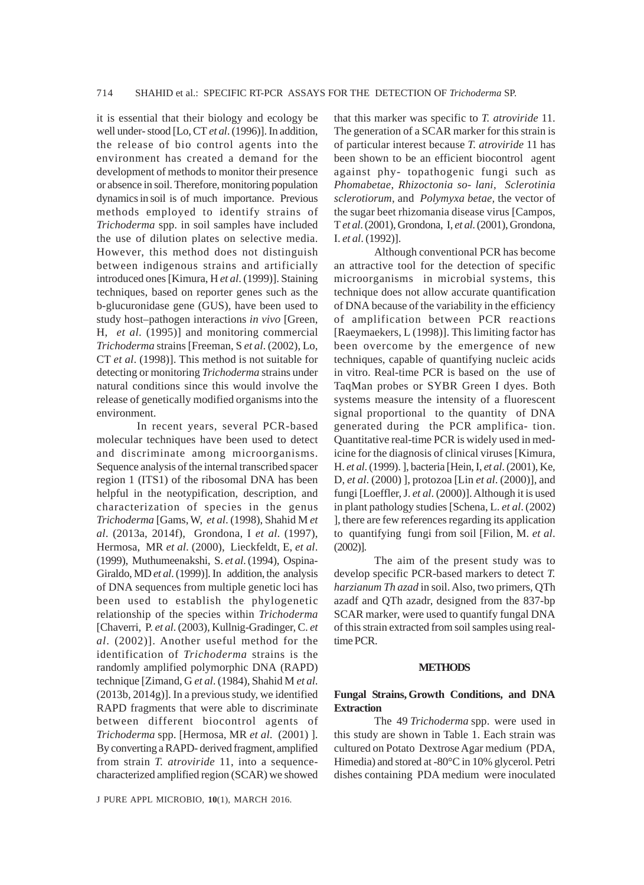it is essential that their biology and ecology be well under- stood [Lo, CT *et al*. (1996)]. In addition, the release of bio control agents into the environment has created a demand for the development of methods to monitor their presence or absence in soil. Therefore, monitoring population dynamics in soil is of much importance. Previous methods employed to identify strains of *Trichoderma* spp. in soil samples have included the use of dilution plates on selective media. However, this method does not distinguish between indigenous strains and artificially introduced ones [Kimura, H *et al*. (1999)]. Staining techniques, based on reporter genes such as the b-glucuronidase gene (GUS), have been used to study host–pathogen interactions *in vivo* [Green, H, *et al*. (1995)] and monitoring commercial *Trichoderma* strains [Freeman, S *et al*. (2002), Lo, CT *et al*. (1998)]. This method is not suitable for detecting or monitoring *Trichoderma* strains under natural conditions since this would involve the release of genetically modified organisms into the environment.

In recent years, several PCR-based molecular techniques have been used to detect and discriminate among microorganisms. Sequence analysis of the internal transcribed spacer region 1 (ITS1) of the ribosomal DNA has been helpful in the neotypification, description, and characterization of species in the genus *Trichoderma* [Gams, W, *et al*. (1998), Shahid M *et al*. (2013a, 2014f), Grondona, I *et al*. (1997), Hermosa, MR *et al*. (2000), Lieckfeldt, E, *et al*. (1999), Muthumeenakshi, S. *et al*. (1994), Ospina-Giraldo, MD *et al*. (1999)]. In addition, the analysis of DNA sequences from multiple genetic loci has been used to establish the phylogenetic relationship of the species within *Trichoderma* [Chaverri, P. *et al*. (2003), Kullnig-Gradinger, C. *et al*. (2002)]. Another useful method for the identification of *Trichoderma* strains is the randomly amplified polymorphic DNA (RAPD) technique [Zimand, G *et al*. (1984), Shahid M *et al*. (2013b, 2014g)]. In a previous study, we identified RAPD fragments that were able to discriminate between different biocontrol agents of *Trichoderma* spp. [Hermosa, MR *et al*. (2001) ]. By converting a RAPD- derived fragment, amplified from strain *T. atroviride* 11, into a sequence-characterized amplified region (SCAR) we showed that this marker was specific to *T. atroviride* 11. The generation of a SCAR marker for this strain is of particular interest because *T. atroviride* 11 has been shown to be an efficient biocontrol agent against phy- topathogenic fungi such as *Phomabetae*, *Rhizoctonia so- lani*, *Sclerotinia sclerotiorum*, and *Polymyxa betae*, the vector of the sugar beet rhizomania disease virus [Campos, T *et al*. (2001), Grondona, I, *et al*. (2001), Grondona, I. *et al*. (1992)].

Although conventional PCR has become an attractive tool for the detection of specific microorganisms in microbial systems, this technique does not allow accurate quantification of DNA because of the variability in the efficiency of amplification between PCR reactions [Raeymaekers, L (1998)]. This limiting factor has been overcome by the emergence of new techniques, capable of quantifying nucleic acids in vitro. Real-time PCR is based on the use of TaqMan probes or SYBR Green I dyes. Both systems measure the intensity of a fluorescent signal proportional to the quantity of DNA generated during the PCR amplifica- tion. Quantitative real-time PCR is widely used in med- icine for the diagnosis of clinical viruses [Kimura, H. *et al*. (1999). ], bacteria [Hein, I, *et al*. (2001), Ke, D, *et al*. (2000) ], protozoa [Lin *et al*. (2000)], and fungi [Loeffler, J. *et al*. (2000)]. Although it is used in plant pathology studies [Schena, L. *et al*. (2002) ], there are few references regarding its application to quantifying fungi from soil [Filion, M. *et al*. (2002)].

The aim of the present study was to develop specific PCR-based markers to detect *T. harzianum Th azad* in soil. Also, two primers, QTh azadf and QTh azadr, designed from the 837-bp SCAR marker, were used to quantify fungal DNA of this strain extracted from soil samples using real-time PCR.

## METHODS

### Fungal Strains, Growth Conditions, and DNA Extraction

The 49 *Trichoderma* spp. were used in this study are shown in Table 1. Each strain was cultured on Potato Dextrose Agar medium (PDA, Himedia) and stored at -80°C in 10% glycerol. Petri dishes containing PDA medium were inoculated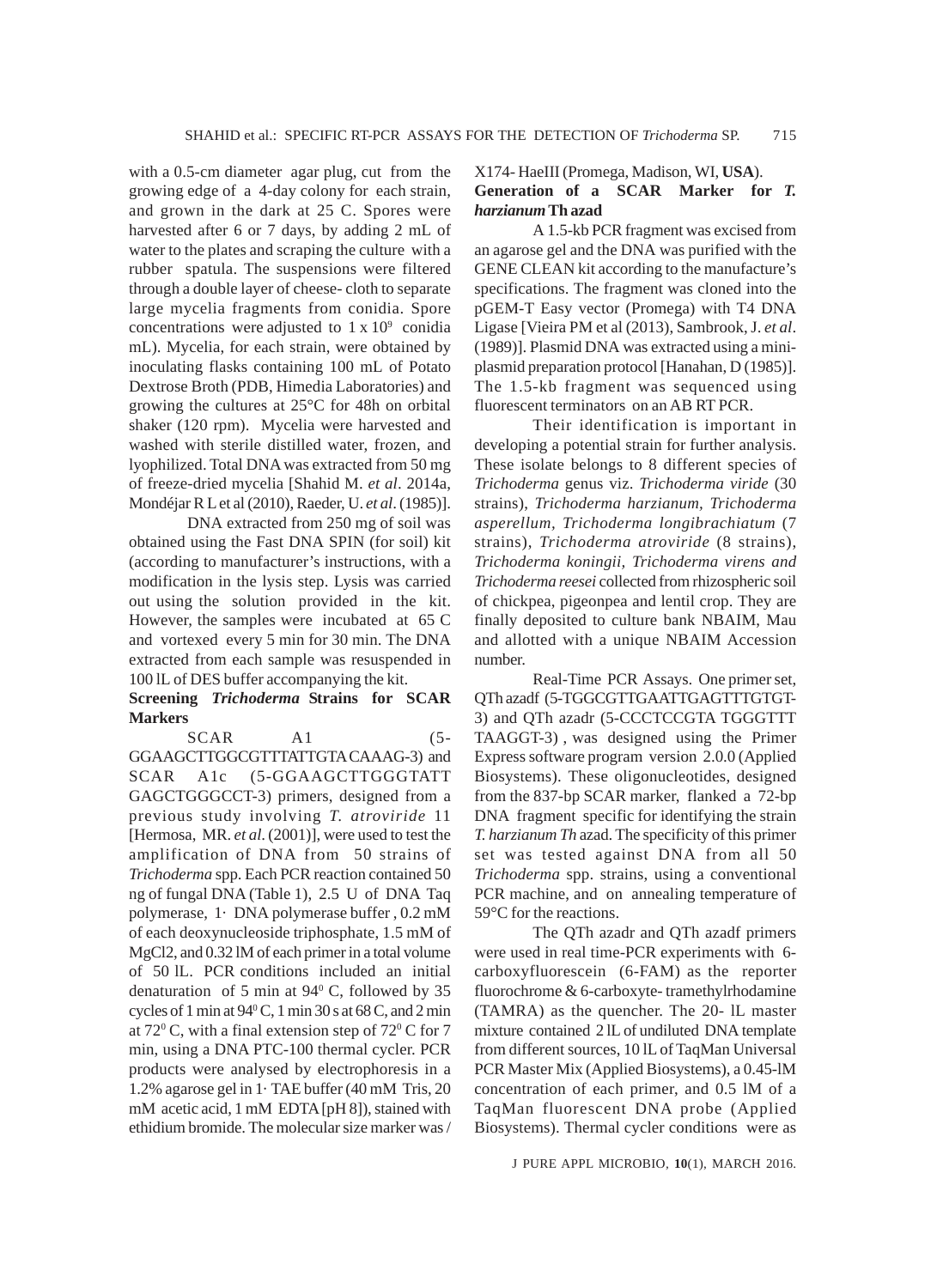with a 0.5-cm diameter agar plug, cut from the growing edge of a 4-day colony for each strain, and grown in the dark at 25 C. Spores were harvested after 6 or 7 days, by adding 2 mL of water to the plates and scraping the culture with a rubber spatula. The suspensions were filtered through a double layer of cheese- cloth to separate large mycelia fragments from conidia. Spore concentrations were adjusted to $1 \times 10^9$ conidia mL). Mycelia, for each strain, were obtained by inoculating flasks containing 100 mL of Potato Dextrose Broth (PDB, Himedia Laboratories) and growing the cultures at 25°C for 48h on orbital shaker (120 rpm). Mycelia were harvested and washed with sterile distilled water, frozen, and lyophilized. Total DNA was extracted from 50 mg of freeze-dried mycelia [Shahid M. *et al*. 2014a, Mondéjar R L et al (2010), Raeder, U. *et al*. (1985)].

DNA extracted from 250 mg of soil was obtained using the Fast DNA SPIN (for soil) kit (according to manufacturer's instructions, with a modification in the lysis step. Lysis was carried out using the solution provided in the kit. However, the samples were incubated at 65 C and vortexed every 5 min for 30 min. The DNA extracted from each sample was resuspended in 100 lL of DES buffer accompanying the kit.

**Screening *Trichoderma* Strains for SCAR Markers**

SCAR A1 (5-GGAAGCTTGGCGTTTATTGTACAAAG-3) and SCAR A1c (5-GGAAGCTTGGGTATTGAGCTGGGCCT-3) primers, designed from a previous study involving *T. atroviride* 11 [Hermosa, MR. *et al*. (2001)], were used to test the amplification of DNA from 50 strains of *Trichoderma* spp. Each PCR reaction contained 50 ng of fungal DNA (Table 1), 2.5 U of DNA Taq polymerase, 1· DNA polymerase buffer , 0.2 mM of each deoxynucleoside triphosphate, 1.5 mM of $MgCl_2$, and 0.32 lM of each primer in a total volume of 50 lL. PCR conditions included an initial denaturation of 5 min at $94^0$ C, followed by 35 cycles of 1 min at $94^0$ C, 1 min 30 s at 68 C, and 2 min at $72^0$ C, with a final extension step of $72^0$ C for 7 min, using a DNA PTC-100 thermal cycler. PCR products were analysed by electrophoresis in a 1.2% agarose gel in 1· TAE buffer (40 mM Tris, 20 mM acetic acid, 1 mM EDTA [pH 8]), stained with ethidium bromide. The molecular size marker was / X174- HaeIII (Promega, Madison, WI, **USA**).

**Generation of a SCAR Marker for *T. harzianum* Th azad**

A 1.5-kb PCR fragment was excised from an agarose gel and the DNA was purified with the GENE CLEAN kit according to the manufacture's specifications. The fragment was cloned into the pGEM-T Easy vector (Promega) with T4 DNA Ligase [Vieira PM et al (2013), Sambrook, J. *et al*. (1989)]. Plasmid DNA was extracted using a mini-plasmid preparation protocol [Hanahan, D (1985)]. The 1.5-kb fragment was sequenced using fluorescent terminators on an AB RT PCR.

Their identification is important in developing a potential strain for further analysis. These isolate belongs to 8 different species of *Trichoderma* genus viz. *Trichoderma viride* (30 strains), *Trichoderma harzianum, Trichoderma asperellum, Trichoderma longibrachiatum* (7 strains), *Trichoderma atroviride* (8 strains), *Trichoderma koningii, Trichoderma virens and Trichoderma reesei* collected from rhizospheric soil of chickpea, pigeonpea and lentil crop. They are finally deposited to culture bank NBAIM, Mau and allotted with a unique NBAIM Accession number.

Real-Time PCR Assays. One primer set, QTh azadf (5-TGGCGTTGAATTGAGTTTGTGT-3) and QTh azadr (5-CCCTCCGTA TGGGTTT TAAGGT-3) , was designed using the Primer Express software program version 2.0.0 (Applied Biosystems). These oligonucleotides, designed from the 837-bp SCAR marker, flanked a 72-bp DNA fragment specific for identifying the strain *T. harzianum Th* azad. The specificity of this primer set was tested against DNA from all 50 *Trichoderma* spp. strains, using a conventional PCR machine, and on annealing temperature of 59°C for the reactions.

The QTh azadr and QTh azadf primers were used in real time-PCR experiments with 6-carboxyfluorescein (6-FAM) as the reporter fluorochrome & 6-carboxyte- tramethylrhodamine (TAMRA) as the quencher. The 20- lL master mixture contained 2 lL of undiluted DNA template from different sources, 10 lL of TaqMan Universal PCR Master Mix (Applied Biosystems), a 0.45-lM concentration of each primer, and 0.5 lM of a TaqMan fluorescent DNA probe (Applied Biosystems). Thermal cycler conditions were as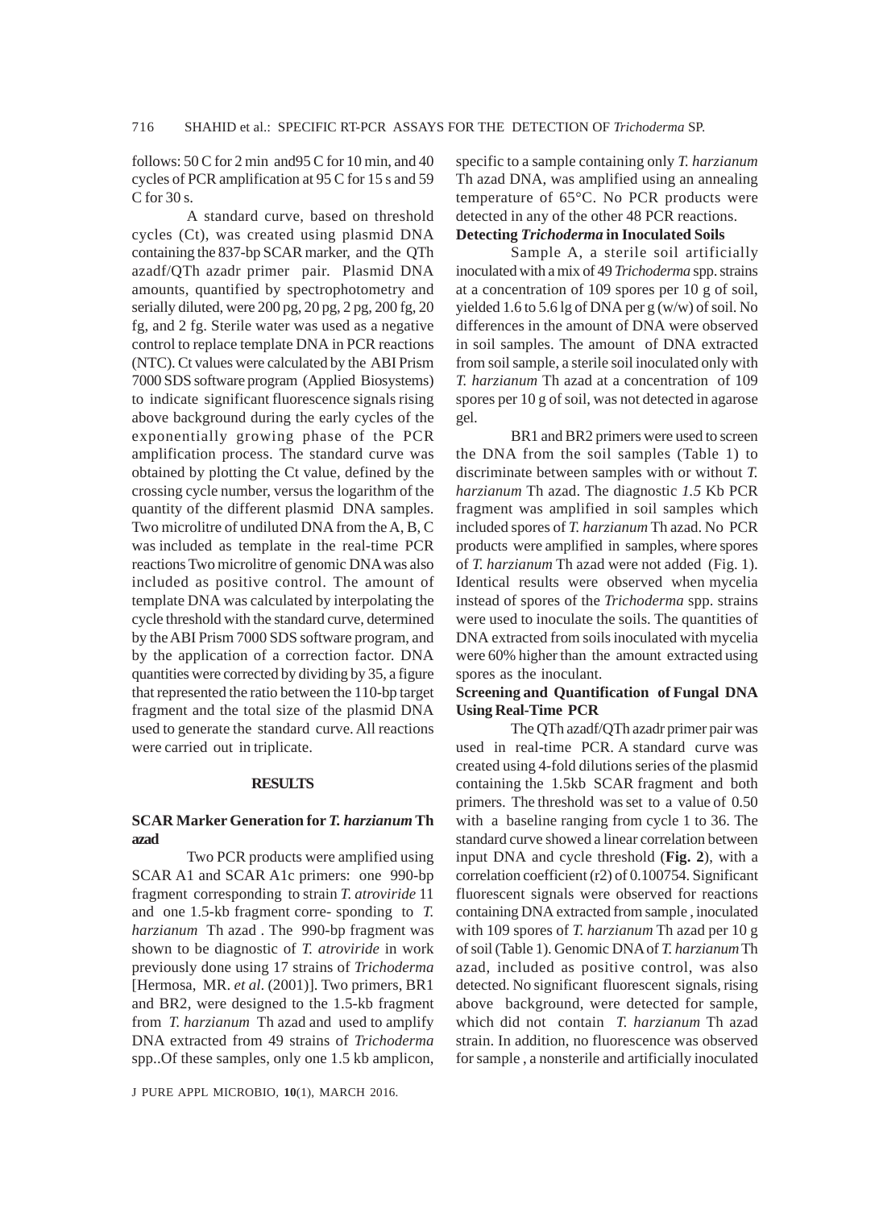follows: 50 C for 2 min and95 C for 10 min, and 40 cycles of PCR amplification at 95 C for 15 s and 59 C for 30 s.

A standard curve, based on threshold cycles (Ct), was created using plasmid DNA containing the 837-bp SCAR marker, and the QTh azadf/QTh azadr primer pair. Plasmid DNA amounts, quantified by spectrophotometry and serially diluted, were 200 pg, 20 pg, 2 pg, 200 fg, 20 fg, and 2 fg. Sterile water was used as a negative control to replace template DNA in PCR reactions (NTC). Ct values were calculated by the ABI Prism 7000 SDS software program (Applied Biosystems) to indicate significant fluorescence signals rising above background during the early cycles of the exponentially growing phase of the PCR amplification process. The standard curve was obtained by plotting the Ct value, defined by the crossing cycle number, versus the logarithm of the quantity of the different plasmid DNA samples. Two microlitre of undiluted DNA from the A, B, C was included as template in the real-time PCR reactions Two microlitre of genomic DNA was also included as positive control. The amount of template DNA was calculated by interpolating the cycle threshold with the standard curve, determined by the ABI Prism 7000 SDS software program, and by the application of a correction factor. DNA quantities were corrected by dividing by 35, a figure that represented the ratio between the 110-bp target fragment and the total size of the plasmid DNA used to generate the standard curve. All reactions were carried out in triplicate.

## RESULTS

### SCAR Marker Generation for *T. harzianum* Th azad

Two PCR products were amplified using SCAR A1 and SCAR A1c primers: one 990-bp fragment corresponding to strain *T. atroviride* 11 and one 1.5-kb fragment corre- sponding to *T. harzianum* Th azad . The 990-bp fragment was shown to be diagnostic of *T. atroviride* in work previously done using 17 strains of *Trichoderma* [Hermosa, MR. *et al*. (2001)]. Two primers, BR1 and BR2, were designed to the 1.5-kb fragment from *T. harzianum* Th azad and used to amplify DNA extracted from 49 strains of *Trichoderma* spp..Of these samples, only one 1.5 kb amplicon, specific to a sample containing only *T. harzianum* Th azad DNA, was amplified using an annealing temperature of 65°C. No PCR products were detected in any of the other 48 PCR reactions.

### Detecting *Trichoderma* in Inoculated Soils

Sample A, a sterile soil artificially inoculated with a mix of 49 *Trichoderma* spp. strains at a concentration of 109 spores per 10 g of soil, yielded 1.6 to 5.6 lg of DNA per g (w/w) of soil. No differences in the amount of DNA were observed in soil samples. The amount of DNA extracted from soil sample, a sterile soil inoculated only with *T. harzianum* Th azad at a concentration of 109 spores per 10 g of soil, was not detected in agarose gel.

BR1 and BR2 primers were used to screen the DNA from the soil samples (Table 1) to discriminate between samples with or without *T. harzianum* Th azad. The diagnostic *1.5* Kb PCR fragment was amplified in soil samples which included spores of *T. harzianum* Th azad. No PCR products were amplified in samples, where spores of *T. harzianum* Th azad were not added (Fig. 1). Identical results were observed when mycelia instead of spores of the *Trichoderma* spp. strains were used to inoculate the soils. The quantities of DNA extracted from soils inoculated with mycelia were 60% higher than the amount extracted using spores as the inoculant.

### Screening and Quantification of Fungal DNA Using Real-Time PCR

The QTh azadf/QTh azadr primer pair was used in real-time PCR. A standard curve was created using 4-fold dilutions series of the plasmid containing the 1.5kb SCAR fragment and both primers. The threshold was set to a value of 0.50 with a baseline ranging from cycle 1 to 36. The standard curve showed a linear correlation between input DNA and cycle threshold (**Fig. 2**), with a correlation coefficient (r2) of 0.100754. Significant fluorescent signals were observed for reactions containing DNA extracted from sample , inoculated with 109 spores of *T. harzianum* Th azad per 10 g of soil (Table 1). Genomic DNA of *T. harzianum* Th azad, included as positive control, was also detected. No significant fluorescent signals, rising above background, were detected for sample, which did not contain *T. harzianum* Th azad strain. In addition, no fluorescence was observed for sample , a nonsterile and artificially inoculated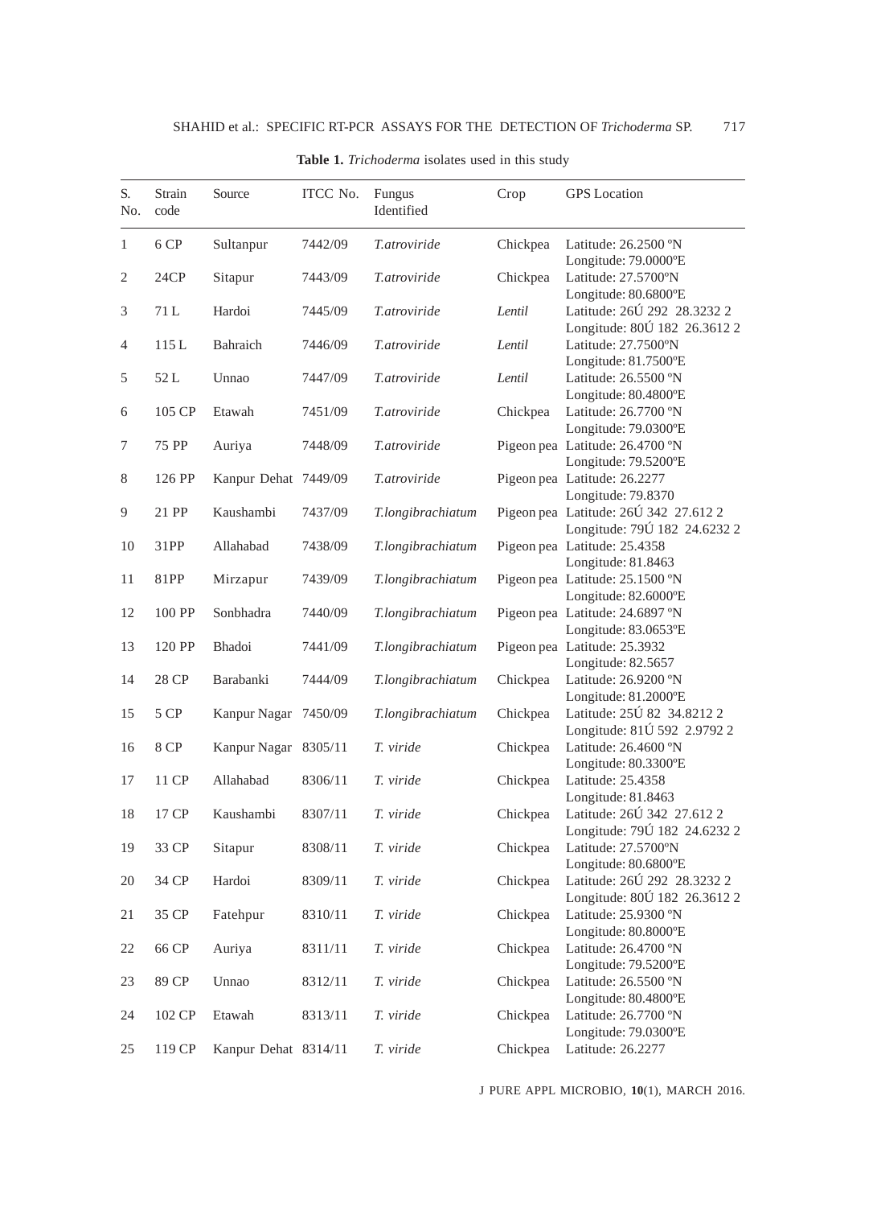**Table 1.** *Trichoderma* isolates used in this study

| S. No. | Strain code | Source | ITCC No. | Fungus Identified | Crop | GPS Location |
|---|---|---|---|---|---|---|
| 1 | 6 CP | Sultanpur | 7442/09 | *T.atroviride* | Chickpea | Latitude: 26.2500 ºN Longitude: 79.0000ºE |
| 2 | 24CP | Sitapur | 7443/09 | *T.atroviride* | Chickpea | Latitude: 27.5700ºN Longitude: 80.6800ºE |
| 3 | 71 L | Hardoi | 7445/09 | *T.atroviride* | *Lentil* | Latitude: 26Ú 292 28.3232 2 Longitude: 80Ú 182 26.3612 2 |
| 4 | 115 L | Bahraich | 7446/09 | *T.atroviride* | *Lentil* | Latitude: 27.7500ºN Longitude: 81.7500ºE |
| 5 | 52 L | Unnao | 7447/09 | *T.atroviride* | *Lentil* | Latitude: 26.5500 ºN Longitude: 80.4800ºE |
| 6 | 105 CP | Etawah | 7451/09 | *T.atroviride* | Chickpea | Latitude: 26.7700 ºN Longitude: 79.0300ºE |
| 7 | 75 PP | Auriya | 7448/09 | *T.atroviride* | Pigeon pea | Latitude: 26.4700 ºN Longitude: 79.5200ºE |
| 8 | 126 PP | Kanpur Dehat | 7449/09 | *T.atroviride* | Pigeon pea | Latitude: 26.2277 Longitude: 79.8370 |
| 9 | 21 PP | Kaushambi | 7437/09 | *T.longibrachiatum* | Pigeon pea | Latitude: 26Ú 342 27.612 2 Longitude: 79Ú 182 24.6232 2 |
| 10 | 31PP | Allahabad | 7438/09 | *T.longibrachiatum* | Pigeon pea | Latitude: 25.4358 Longitude: 81.8463 |
| 11 | 81PP | Mirzapur | 7439/09 | *T.longibrachiatum* | Pigeon pea | Latitude: 25.1500 ºN Longitude: 82.6000ºE |
| 12 | 100 PP | Sonbhadra | 7440/09 | *T.longibrachiatum* | Pigeon pea | Latitude: 24.6897 ºN Longitude: 83.0653ºE |
| 13 | 120 PP | Bhadoi | 7441/09 | *T.longibrachiatum* | Pigeon pea | Latitude: 25.3932 Longitude: 82.5657 |
| 14 | 28 CP | Barabanki | 7444/09 | *T.longibrachiatum* | Chickpea | Latitude: 26.9200 ºN Longitude: 81.2000ºE |
| 15 | 5 CP | Kanpur Nagar | 7450/09 | *T.longibrachiatum* | Chickpea | Latitude: 25Ú 82 34.8212 2 Longitude: 81Ú 592 2.9792 2 |
| 16 | 8 CP | Kanpur Nagar | 8305/11 | *T. viride* | Chickpea | Latitude: 26.4600 ºN Longitude: 80.3300ºE |
| 17 | 11 CP | Allahabad | 8306/11 | *T. viride* | Chickpea | Latitude: 25.4358 Longitude: 81.8463 |
| 18 | 17 CP | Kaushambi | 8307/11 | *T. viride* | Chickpea | Latitude: 26Ú 342 27.612 2 Longitude: 79Ú 182 24.6232 2 |
| 19 | 33 CP | Sitapur | 8308/11 | *T. viride* | Chickpea | Latitude: 27.5700ºN Longitude: 80.6800ºE |
| 20 | 34 CP | Hardoi | 8309/11 | *T. viride* | Chickpea | Latitude: 26Ú 292 28.3232 2 Longitude: 80Ú 182 26.3612 2 |
| 21 | 35 CP | Fatehpur | 8310/11 | *T. viride* | Chickpea | Latitude: 25.9300 ºN Longitude: 80.8000ºE |
| 22 | 66 CP | Auriya | 8311/11 | *T. viride* | Chickpea | Latitude: 26.4700 ºN Longitude: 79.5200ºE |
| 23 | 89 CP | Unnao | 8312/11 | *T. viride* | Chickpea | Latitude: 26.5500 ºN Longitude: 80.4800ºE |
| 24 | 102 CP | Etawah | 8313/11 | *T. viride* | Chickpea | Latitude: 26.7700 ºN Longitude: 79.0300ºE |
| 25 | 119 CP | Kanpur Dehat | 8314/11 | *T. viride* | Chickpea | Latitude: 26.2277 |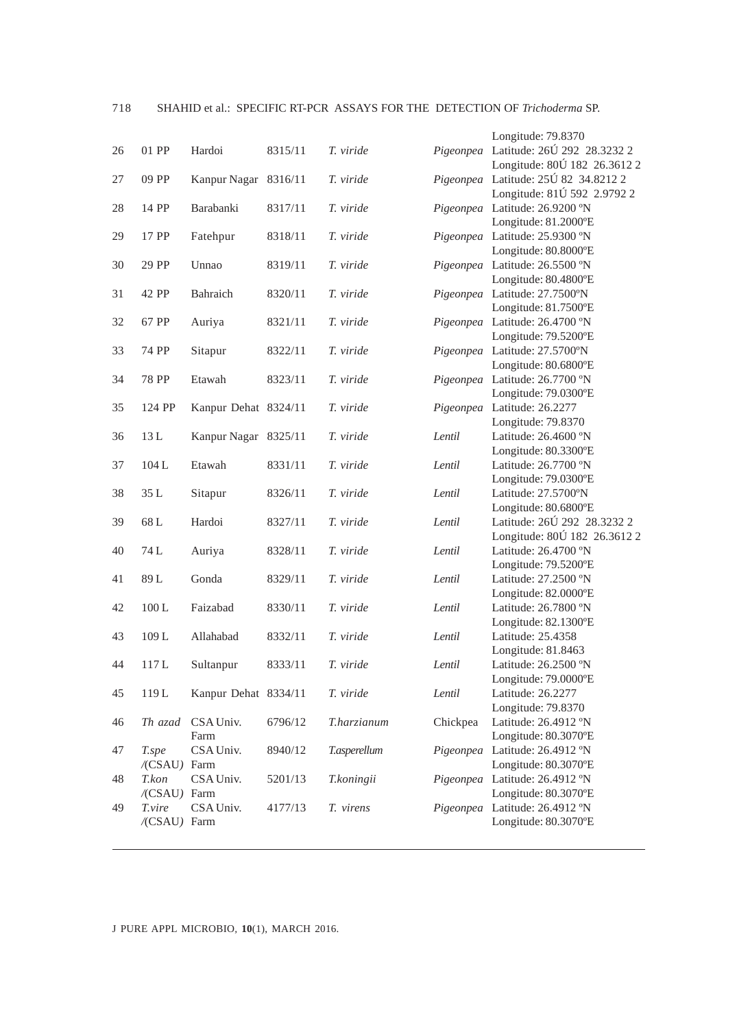| | | | | | | Longitude: 79.8370 |
|---|---|---|---|---|---|---|
| 26 | 01 PP | Hardoi | 8315/11 | *T. viride* | *Pigeonpea* | Latitude: 26Ú 292 28.3232 2<br>Longitude: 80Ú 182 26.3612 2 |
| 27 | 09 PP | Kanpur Nagar | 8316/11 | *T. viride* | *Pigeonpea* | Latitude: 25Ú 82 34.8212 2<br>Longitude: 81Ú 592 2.9792 2 |
| 28 | 14 PP | Barabanki | 8317/11 | *T. viride* | *Pigeonpea* | Latitude: 26.9200 ºN<br>Longitude: 81.2000ºE |
| 29 | 17 PP | Fatehpur | 8318/11 | *T. viride* | *Pigeonpea* | Latitude: 25.9300 ºN<br>Longitude: 80.8000ºE |
| 30 | 29 PP | Unnao | 8319/11 | *T. viride* | *Pigeonpea* | Latitude: 26.5500 ºN<br>Longitude: 80.4800ºE |
| 31 | 42 PP | Bahraich | 8320/11 | *T. viride* | *Pigeonpea* | Latitude: 27.7500ºN<br>Longitude: 81.7500ºE |
| 32 | 67 PP | Auriya | 8321/11 | *T. viride* | *Pigeonpea* | Latitude: 26.4700 ºN<br>Longitude: 79.5200ºE |
| 33 | 74 PP | Sitapur | 8322/11 | *T. viride* | *Pigeonpea* | Latitude: 27.5700ºN<br>Longitude: 80.6800ºE |
| 34 | 78 PP | Etawah | 8323/11 | *T. viride* | *Pigeonpea* | Latitude: 26.7700 ºN<br>Longitude: 79.0300ºE |
| 35 | 124 PP | Kanpur Dehat | 8324/11 | *T. viride* | *Pigeonpea* | Latitude: 26.2277<br>Longitude: 79.8370 |
| 36 | 13 L | Kanpur Nagar | 8325/11 | *T. viride* | *Lentil* | Latitude: 26.4600 ºN<br>Longitude: 80.3300ºE |
| 37 | 104 L | Etawah | 8331/11 | *T. viride* | *Lentil* | Latitude: 26.7700 ºN<br>Longitude: 79.0300ºE |
| 38 | 35 L | Sitapur | 8326/11 | *T. viride* | *Lentil* | Latitude: 27.5700ºN<br>Longitude: 80.6800ºE |
| 39 | 68 L | Hardoi | 8327/11 | *T. viride* | *Lentil* | Latitude: 26Ú 292 28.3232 2<br>Longitude: 80Ú 182 26.3612 2 |
| 40 | 74 L | Auriya | 8328/11 | *T. viride* | *Lentil* | Latitude: 26.4700 ºN<br>Longitude: 79.5200ºE |
| 41 | 89 L | Gonda | 8329/11 | *T. viride* | *Lentil* | Latitude: 27.2500 ºN<br>Longitude: 82.0000ºE |
| 42 | 100 L | Faizabad | 8330/11 | *T. viride* | *Lentil* | Latitude: 26.7800 ºN<br>Longitude: 82.1300ºE |
| 43 | 109 L | Allahabad | 8332/11 | *T. viride* | *Lentil* | Latitude: 25.4358<br>Longitude: 81.8463 |
| 44 | 117 L | Sultanpur | 8333/11 | *T. viride* | *Lentil* | Latitude: 26.2500 ºN<br>Longitude: 79.0000ºE |
| 45 | 119 L | Kanpur Dehat | 8334/11 | *T. viride* | *Lentil* | Latitude: 26.2277<br>Longitude: 79.8370 |
| 46 | *Th azad* | CSA Univ. Farm | 6796/12 | *T.harzianum* | Chickpea | Latitude: 26.4912 ºN<br>Longitude: 80.3070ºE |
| 47 | *T.spe /*(CSAU*)* | CSA Univ. Farm | 8940/12 | *T.asperellum* | *Pigeonpea* | Latitude: 26.4912 ºN<br>Longitude: 80.3070ºE |
| 48 | *T.kon /*(CSAU*)* | CSA Univ. Farm | 5201/13 | *T.koningii* | *Pigeonpea* | Latitude: 26.4912 ºN<br>Longitude: 80.3070ºE |
| 49 | *T.vire /*(CSAU*)* | CSA Univ. Farm | 4177/13 | *T. virens* | *Pigeonpea* | Latitude: 26.4912 ºN<br>Longitude: 80.3070ºE |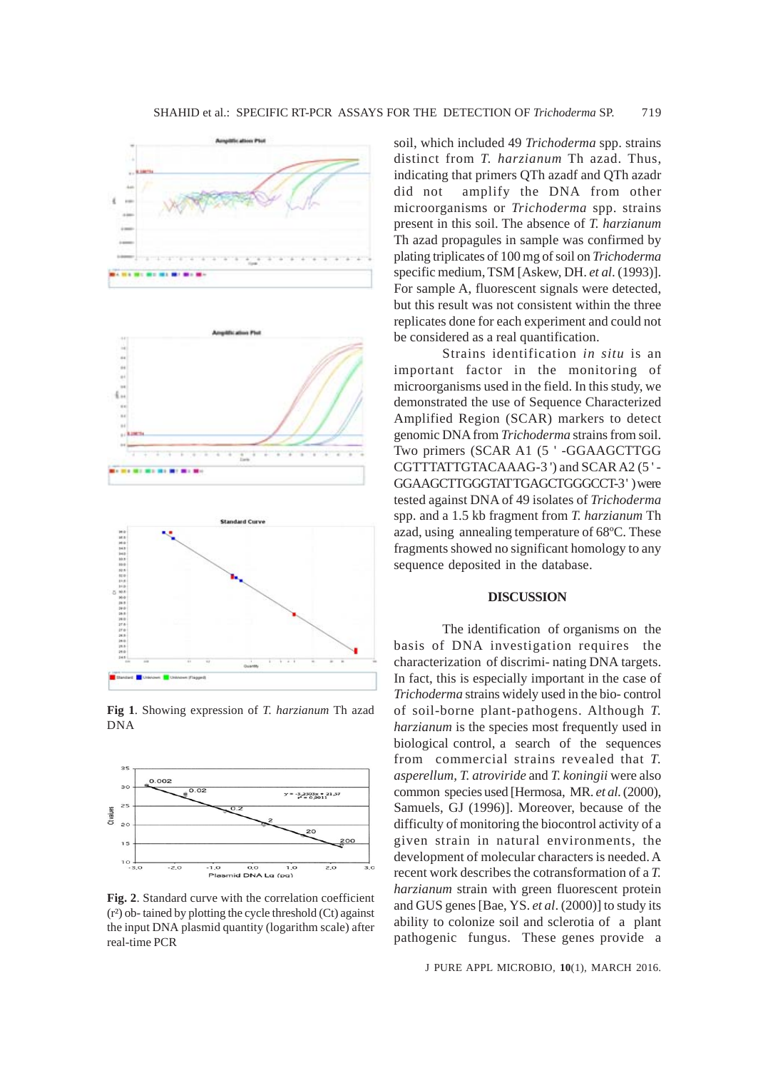**Fig 1**. Showing expression of *T. harzianum* Th azad DNA

**Fig. 2**. Standard curve with the correlation coefficient ($r^2$) ob- tained by plotting the cycle threshold (Ct) against the input DNA plasmid quantity (logarithm scale) after real-time PCR

soil, which included 49 *Trichoderma* spp. strains distinct from *T. harzianum* Th azad. Thus, indicating that primers QTh azadf and QTh azadr did not amplify the DNA from other microorganisms or *Trichoderma* spp. strains present in this soil. The absence of *T. harzianum* Th azad propagules in sample was confirmed by plating triplicates of 100 mg of soil on *Trichoderma* specific medium, TSM [Askew, DH. *et al.* (1993)]. For sample A, fluorescent signals were detected, but this result was not consistent within the three replicates done for each experiment and could not be considered as a real quantification.

Strains identification *in situ* is an important factor in the monitoring of microorganisms used in the field. In this study, we demonstrated the use of Sequence Characterized Amplified Region (SCAR) markers to detect genomic DNA from *Trichoderma* strains from soil. Two primers (SCAR A1 (5 ' -GGAAGCTTGG CGTTTATTGTACAAAG-3 ') and SCAR A2 (5 ' - GGAAGCTTGGGTATTGAGCTGGGCCT-3 ' ) were tested against DNA of 49 isolates of *Trichoderma* spp. and a 1.5 kb fragment from *T. harzianum* Th azad, using annealing temperature of 68ºC. These fragments showed no significant homology to any sequence deposited in the database.

## DISCUSSION

The identification of organisms on the basis of DNA investigation requires the characterization of discrimi- nating DNA targets. In fact, this is especially important in the case of *Trichoderma* strains widely used in the bio- control of soil-borne plant-pathogens. Although *T. harzianum* is the species most frequently used in biological control, a search of the sequences from commercial strains revealed that *T. asperellum*, *T. atroviride* and *T. koningii* were also common species used [Hermosa, MR. *et al.* (2000), Samuels, GJ (1996)]. Moreover, because of the difficulty of monitoring the biocontrol activity of a given strain in natural environments, the development of molecular characters is needed. A recent work describes the cotransformation of a *T. harzianum* strain with green fluorescent protein and GUS genes [Bae, YS. *et al*. (2000)] to study its ability to colonize soil and sclerotia of a plant pathogenic fungus. These genes provide a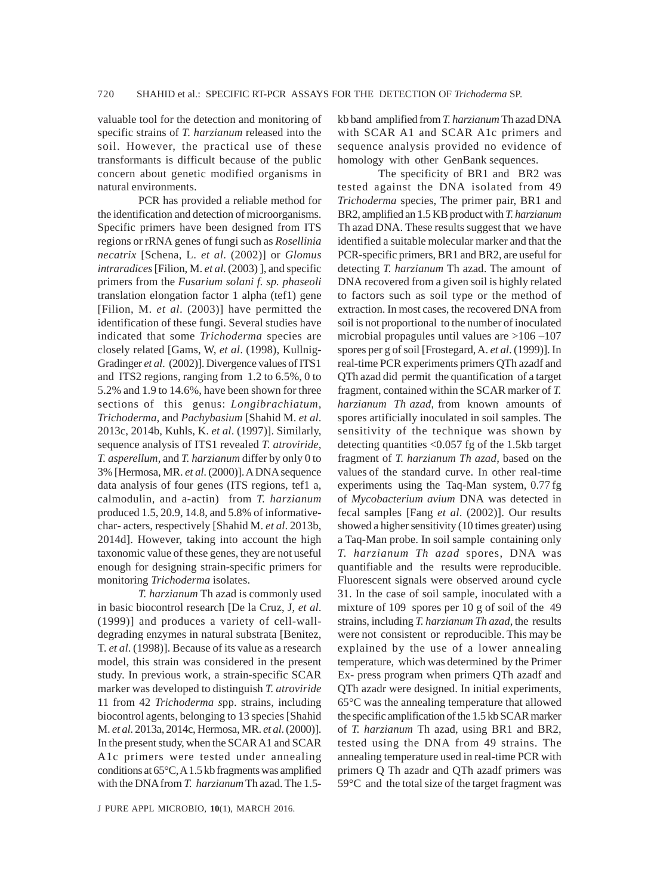valuable tool for the detection and monitoring of specific strains of *T. harzianum* released into the soil. However, the practical use of these transformants is difficult because of the public concern about genetic modified organisms in natural environments.

PCR has provided a reliable method for the identification and detection of microorganisms. Specific primers have been designed from ITS regions or rRNA genes of fungi such as *Rosellinia necatrix* [Schena, L. *et al*. (2002)] or *Glomus intraradices* [Filion, M. *et al*. (2003) ], and specific primers from the *Fusarium solani f. sp. phaseoli* translation elongation factor 1 alpha (tef1) gene [Filion, M. *et al*. (2003)] have permitted the identification of these fungi. Several studies have indicated that some *Trichoderma* species are closely related [Gams, W, *et al*. (1998), Kullnig-Gradinger *et al.* (2002)]. Divergence values of ITS1 and ITS2 regions, ranging from 1.2 to 6.5%, 0 to 5.2% and 1.9 to 14.6%, have been shown for three sections of this genus: *Longibrachiatum, Trichoderma,* and *Pachybasium* [Shahid M. *et al.* 2013c, 2014b, Kuhls, K. *et al*. (1997)]. Similarly, sequence analysis of ITS1 revealed *T. atroviride, T. asperellum*, and *T. harzianum* differ by only 0 to 3% [Hermosa, MR. *et al.* (2000)]. A DNA sequence data analysis of four genes (ITS regions, tef1 a, calmodulin, and a-actin) from *T. harzianum* produced 1.5, 20.9, 14.8, and 5.8% of informative-char- acters, respectively [Shahid M. *et al*. 2013b, 2014d]. However, taking into account the high taxonomic value of these genes, they are not useful enough for designing strain-specific primers for monitoring *Trichoderma* isolates.

*T. harzianum* Th azad is commonly used in basic biocontrol research [De la Cruz, J, *et al*. (1999)] and produces a variety of cell-wall-degrading enzymes in natural substrata [Benitez, T. *et al*. (1998)]. Because of its value as a research model, this strain was considered in the present study. In previous work, a strain-specific SCAR marker was developed to distinguish *T. atroviride* 11 from 42 *Trichoderma s*pp. strains, including biocontrol agents, belonging to 13 species [Shahid M. *et al.* 2013a, 2014c, Hermosa, MR. *et al*. (2000)]. In the present study, when the SCAR A1 and SCAR A1c primers were tested under annealing conditions at 65°C, A 1.5 kb fragments was amplified with the DNA from *T. harzianum* Th azad. The 1.5-kb band amplified from *T. harzianum* Th azad DNA with SCAR A1 and SCAR A1c primers and sequence analysis provided no evidence of homology with other GenBank sequences.

The specificity of BR1 and BR2 was tested against the DNA isolated from 49 *Trichoderma* species, The primer pair, BR1 and BR2, amplified an 1.5 KB product with *T. harzianum* Th azad DNA. These results suggest that we have identified a suitable molecular marker and that the PCR-specific primers, BR1 and BR2, are useful for detecting *T. harzianum* Th azad. The amount of DNA recovered from a given soil is highly related to factors such as soil type or the method of extraction. In most cases, the recovered DNA from soil is not proportional to the number of inoculated microbial propagules until values are >106 –107 spores per g of soil [Frostegard, A. *et al*. (1999)]. In real-time PCR experiments primers QTh azadf and QTh azad did permit the quantification of a target fragment, contained within the SCAR marker of *T. harzianum Th azad*, from known amounts of spores artificially inoculated in soil samples. The sensitivity of the technique was shown by detecting quantities <0.057 fg of the 1.5kb target fragment of *T. harzianum Th azad*, based on the values of the standard curve. In other real-time experiments using the Taq-Man system, 0.77 fg of *Mycobacterium avium* DNA was detected in fecal samples [Fang *et al*. (2002)]. Our results showed a higher sensitivity (10 times greater) using a Taq-Man probe. In soil sample containing only *T. harzianum Th azad* spores, DNA was quantifiable and the results were reproducible. Fluorescent signals were observed around cycle 31. In the case of soil sample, inoculated with a mixture of 109 spores per 10 g of soil of the 49 strains, including *T. harzianum Th azad*, the results were not consistent or reproducible. This may be explained by the use of a lower annealing temperature, which was determined by the Primer Ex- press program when primers QTh azadf and QTh azadr were designed. In initial experiments, 65°C was the annealing temperature that allowed the specific amplification of the 1.5 kb SCAR marker of *T. harzianum* Th azad, using BR1 and BR2, tested using the DNA from 49 strains. The annealing temperature used in real-time PCR with primers Q Th azadr and QTh azadf primers was 59°C and the total size of the target fragment was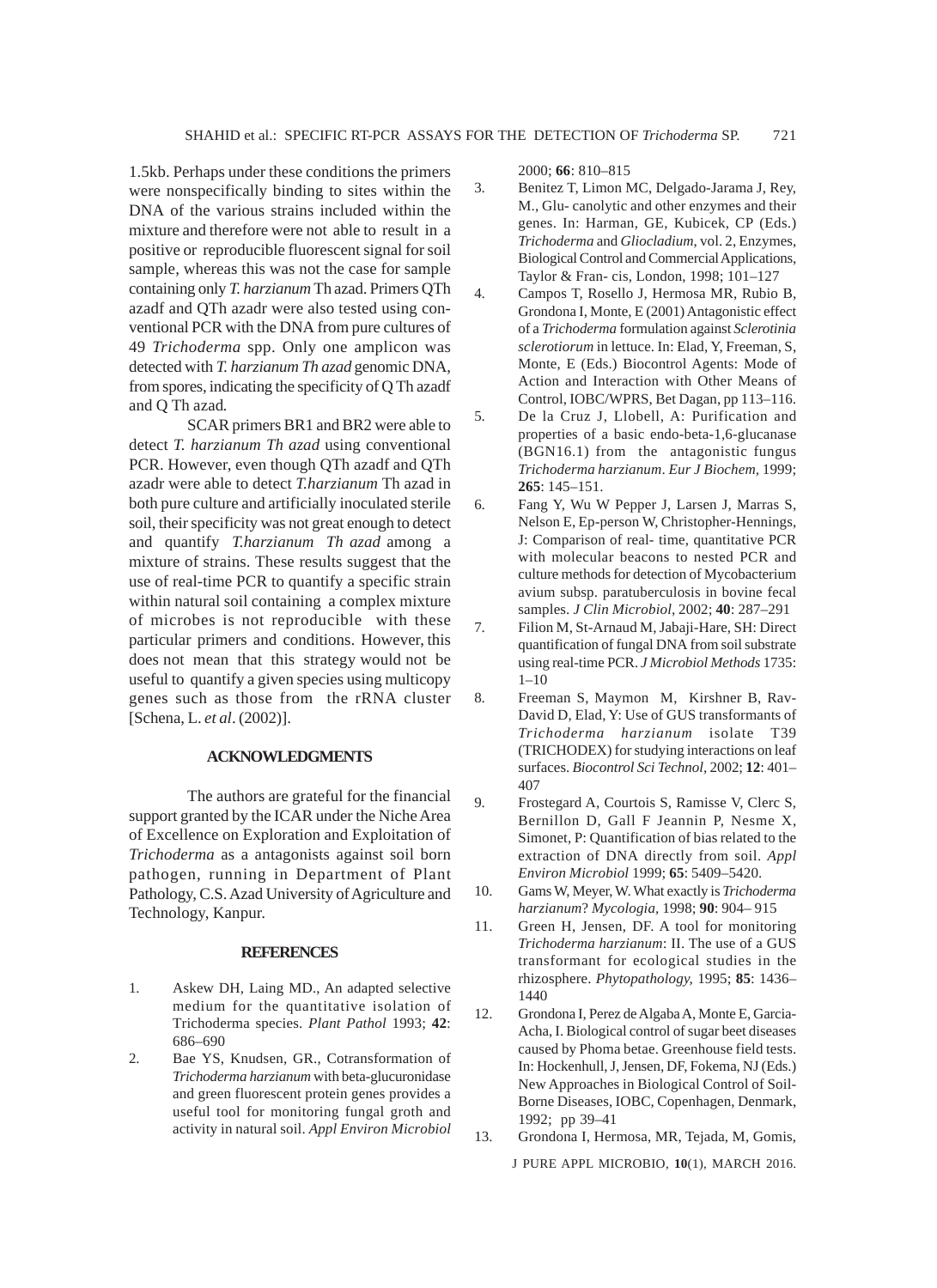1.5kb. Perhaps under these conditions the primers were nonspecifically binding to sites within the DNA of the various strains included within the mixture and therefore were not able to result in a positive or reproducible fluorescent signal for soil sample, whereas this was not the case for sample containing only *T. harzianum* Th azad. Primers QTh azadf and QTh azadr were also tested using conventional PCR with the DNA from pure cultures of 49 *Trichoderma* spp. Only one amplicon was detected with *T. harzianum Th azad* genomic DNA, from spores, indicating the specificity of Q Th azadf and Q Th azad.

SCAR primers BR1 and BR2 were able to detect *T. harzianum Th azad* using conventional PCR. However, even though QTh azadf and QTh azadr were able to detect *T.harzianum* Th azad in both pure culture and artificially inoculated sterile soil, their specificity was not great enough to detect and quantify *T.harzianum Th azad* among a mixture of strains. These results suggest that the use of real-time PCR to quantify a specific strain within natural soil containing a complex mixture of microbes is not reproducible with these particular primers and conditions. However, this does not mean that this strategy would not be useful to quantify a given species using multicopy genes such as those from the rRNA cluster [Schena, L. *et al*. (2002)].

## ACKNOWLEDGMENTS

The authors are grateful for the financial support granted by the ICAR under the Niche Area of Excellence on Exploration and Exploitation of *Trichoderma* as a antagonists against soil born pathogen, running in Department of Plant Pathology, C.S. Azad University of Agriculture and Technology, Kanpur.

## REFERENCES

1. Askew DH, Laing MD., An adapted selective medium for the quantitative isolation of Trichoderma species. *Plant Pathol* 1993; **42**: 686–690
2. Bae YS, Knudsen, GR., Cotransformation of *Trichoderma harzianum* with beta-glucuronidase and green fluorescent protein genes provides a useful tool for monitoring fungal groth and activity in natural soil. *Appl Environ Microbiol* 2000; **66**: 810–815
3. Benitez T, Limon MC, Delgado-Jarama J, Rey, M., Glu- canolytic and other enzymes and their genes. In: Harman, GE, Kubicek, CP (Eds.) *Trichoderma* and *Gliocladium*, vol. 2, Enzymes, Biological Control and Commercial Applications, Taylor & Fran- cis, London, 1998; 101–127
4. Campos T, Rosello J, Hermosa MR, Rubio B, Grondona I, Monte, E (2001) Antagonistic effect of a *Trichoderma* formulation against *Sclerotinia sclerotiorum* in lettuce. In: Elad, Y, Freeman, S, Monte, E (Eds.) Biocontrol Agents: Mode of Action and Interaction with Other Means of Control, IOBC/WPRS, Bet Dagan, pp 113–116.
5. De la Cruz J, Llobell, A: Purification and properties of a basic endo-beta-1,6-glucanase (BGN16.1) from the antagonistic fungus *Trichoderma harzianum*. *Eur J Biochem*, 1999; **265**: 145–151.
6. Fang Y, Wu W Pepper J, Larsen J, Marras S, Nelson E, Ep-person W, Christopher-Hennings, J: Comparison of real- time, quantitative PCR with molecular beacons to nested PCR and culture methods for detection of Mycobacterium avium subsp. paratuberculosis in bovine fecal samples. *J Clin Microbiol*, 2002; **40**: 287–291
7. Filion M, St-Arnaud M, Jabaji-Hare, SH: Direct quantification of fungal DNA from soil substrate using real-time PCR. *J Microbiol Methods* 1735: 1–10
8. Freeman S, Maymon M, Kirshner B, Rav-David D, Elad, Y: Use of GUS transformants of *Trichoderma harzianum* isolate T39 (TRICHODEX) for studying interactions on leaf surfaces. *Biocontrol Sci Technol*, 2002; **12**: 401–407
9. Frostegard A, Courtois S, Ramisse V, Clerc S, Bernillon D, Gall F Jeannin P, Nesme X, Simonet, P: Quantification of bias related to the extraction of DNA directly from soil. *Appl Environ Microbiol* 1999; **65**: 5409–5420.
10. Gams W, Meyer, W. What exactly is *Trichoderma harzianum*? *Mycologia*, 1998; **90**: 904– 915
11. Green H, Jensen, DF. A tool for monitoring *Trichoderma harzianum*: II. The use of a GUS transformant for ecological studies in the rhizosphere. *Phytopathology*, 1995; **85**: 1436–1440
12. Grondona I, Perez de Algaba A, Monte E, Garcia-Acha, I. Biological control of sugar beet diseases caused by Phoma betae. Greenhouse field tests. In: Hockenhull, J, Jensen, DF, Fokema, NJ (Eds.) New Approaches in Biological Control of Soil-Borne Diseases, IOBC, Copenhagen, Denmark, 1992; pp 39–41
13. Grondona I, Hermosa, MR, Tejada, M, Gomis,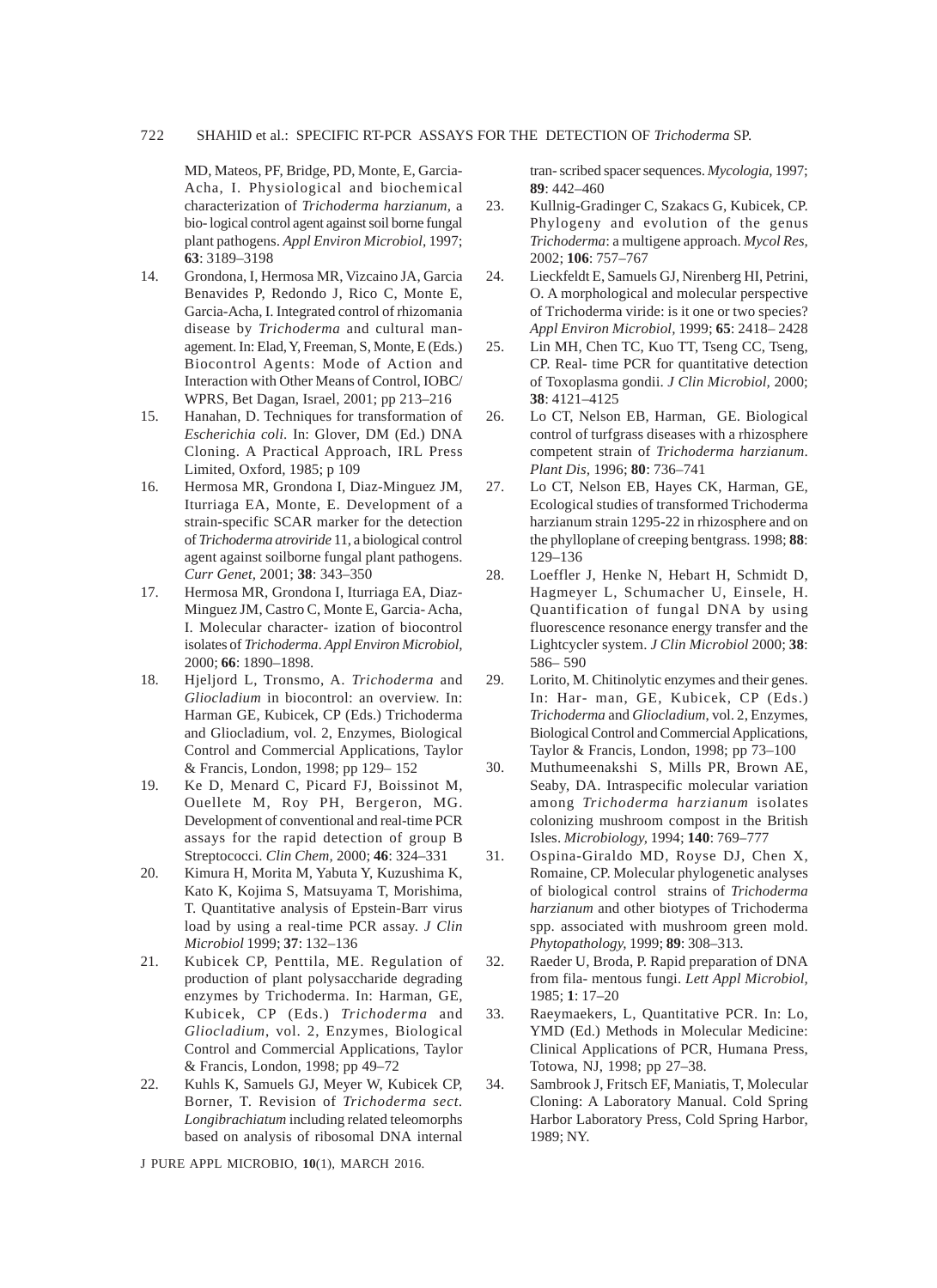MD, Mateos, PF, Bridge, PD, Monte, E, Garcia-Acha, I. Physiological and biochemical characterization of *Trichoderma harzianum*, a bio- logical control agent against soil borne fungal plant pathogens. *Appl Environ Microbiol*, 1997; **63**: 3189–3198

14. Grondona, I, Hermosa MR, Vizcaino JA, Garcia Benavides P, Redondo J, Rico C, Monte E, Garcia-Acha, I. Integrated control of rhizomania disease by *Trichoderma* and cultural man- agement. In: Elad, Y, Freeman, S, Monte, E (Eds.) Biocontrol Agents: Mode of Action and Interaction with Other Means of Control, IOBC/ WPRS, Bet Dagan, Israel, 2001; pp 213–216
15. Hanahan, D. Techniques for transformation of *Escherichia coli*. In: Glover, DM (Ed.) DNA Cloning. A Practical Approach, IRL Press Limited, Oxford, 1985; p 109
16. Hermosa MR, Grondona I, Diaz-Minguez JM, Iturriaga EA, Monte, E. Development of a strain-specific SCAR marker for the detection of *Trichoderma atroviride* 11, a biological control agent against soilborne fungal plant pathogens. *Curr Genet*, 2001; **38**: 343–350
17. Hermosa MR, Grondona I, Iturriaga EA, Diaz-Minguez JM, Castro C, Monte E, Garcia- Acha, I. Molecular character- ization of biocontrol isolates of *Trichoderma*. *Appl Environ Microbiol*, 2000; **66**: 1890–1898.
18. Hjeljord L, Tronsmo, A. *Trichoderma* and *Gliocladium* in biocontrol: an overview. In: Harman GE, Kubicek, CP (Eds.) Trichoderma and Gliocladium, vol. 2, Enzymes, Biological Control and Commercial Applications, Taylor & Francis, London, 1998; pp 129– 152
19. Ke D, Menard C, Picard FJ, Boissinot M, Ouellete M, Roy PH, Bergeron, MG. Development of conventional and real-time PCR assays for the rapid detection of group B Streptococci. *Clin Chem*, 2000; **46**: 324–331
20. Kimura H, Morita M, Yabuta Y, Kuzushima K, Kato K, Kojima S, Matsuyama T, Morishima, T. Quantitative analysis of Epstein-Barr virus load by using a real-time PCR assay. *J Clin Microbiol* 1999; **37**: 132–136
21. Kubicek CP, Penttila, ME. Regulation of production of plant polysaccharide degrading enzymes by Trichoderma. In: Harman, GE, Kubicek, CP (Eds.) *Trichoderma* and *Gliocladium*, vol. 2, Enzymes, Biological Control and Commercial Applications, Taylor & Francis, London, 1998; pp 49–72
22. Kuhls K, Samuels GJ, Meyer W, Kubicek CP, Borner, T. Revision of *Trichoderma sect. Longibrachiatum* including related teleomorphs based on analysis of ribosomal DNA internal tran- scribed spacer sequences. *Mycologia*, 1997; **89**: 442–460
23. Kullnig-Gradinger C, Szakacs G, Kubicek, CP. Phylogeny and evolution of the genus *Trichoderma*: a multigene approach. *Mycol Res*, 2002; **106**: 757–767
24. Lieckfeldt E, Samuels GJ, Nirenberg HI, Petrini, O. A morphological and molecular perspective of Trichoderma viride: is it one or two species? *Appl Environ Microbiol*, 1999; **65**: 2418– 2428
25. Lin MH, Chen TC, Kuo TT, Tseng CC, Tseng, CP. Real- time PCR for quantitative detection of Toxoplasma gondii. *J Clin Microbiol*, 2000; **38**: 4121–4125
26. Lo CT, Nelson EB, Harman, GE. Biological control of turfgrass diseases with a rhizosphere competent strain of *Trichoderma harzianum*. *Plant Dis*, 1996; **80**: 736–741
27. Lo CT, Nelson EB, Hayes CK, Harman, GE, Ecological studies of transformed Trichoderma harzianum strain 1295-22 in rhizosphere and on the phylloplane of creeping bentgrass. 1998; **88**: 129–136
28. Loeffler J, Henke N, Hebart H, Schmidt D, Hagmeyer L, Schumacher U, Einsele, H. Quantification of fungal DNA by using fluorescence resonance energy transfer and the Lightcycler system. *J Clin Microbiol* 2000; **38**: 586– 590
29. Lorito, M. Chitinolytic enzymes and their genes. In: Har- man, GE, Kubicek, CP (Eds.) *Trichoderma* and *Gliocladium*, vol. 2, Enzymes, Biological Control and Commercial Applications, Taylor & Francis, London, 1998; pp 73–100
30. Muthumeenakshi S, Mills PR, Brown AE, Seaby, DA. Intraspecific molecular variation among *Trichoderma harzianum* isolates colonizing mushroom compost in the British Isles. *Microbiology*, 1994; **140**: 769–777
31. Ospina-Giraldo MD, Royse DJ, Chen X, Romaine, CP. Molecular phylogenetic analyses of biological control strains of *Trichoderma harzianum* and other biotypes of Trichoderma spp. associated with mushroom green mold. *Phytopathology*, 1999; **89**: 308–313.
32. Raeder U, Broda, P. Rapid preparation of DNA from fila- mentous fungi. *Lett Appl Microbiol*, 1985; **1**: 17–20
33. Raeymaekers, L, Quantitative PCR. In: Lo, YMD (Ed.) Methods in Molecular Medicine: Clinical Applications of PCR, Humana Press, Totowa, NJ, 1998; pp 27–38.
34. Sambrook J, Fritsch EF, Maniatis, T, Molecular Cloning: A Laboratory Manual. Cold Spring Harbor Laboratory Press, Cold Spring Harbor, 1989; NY.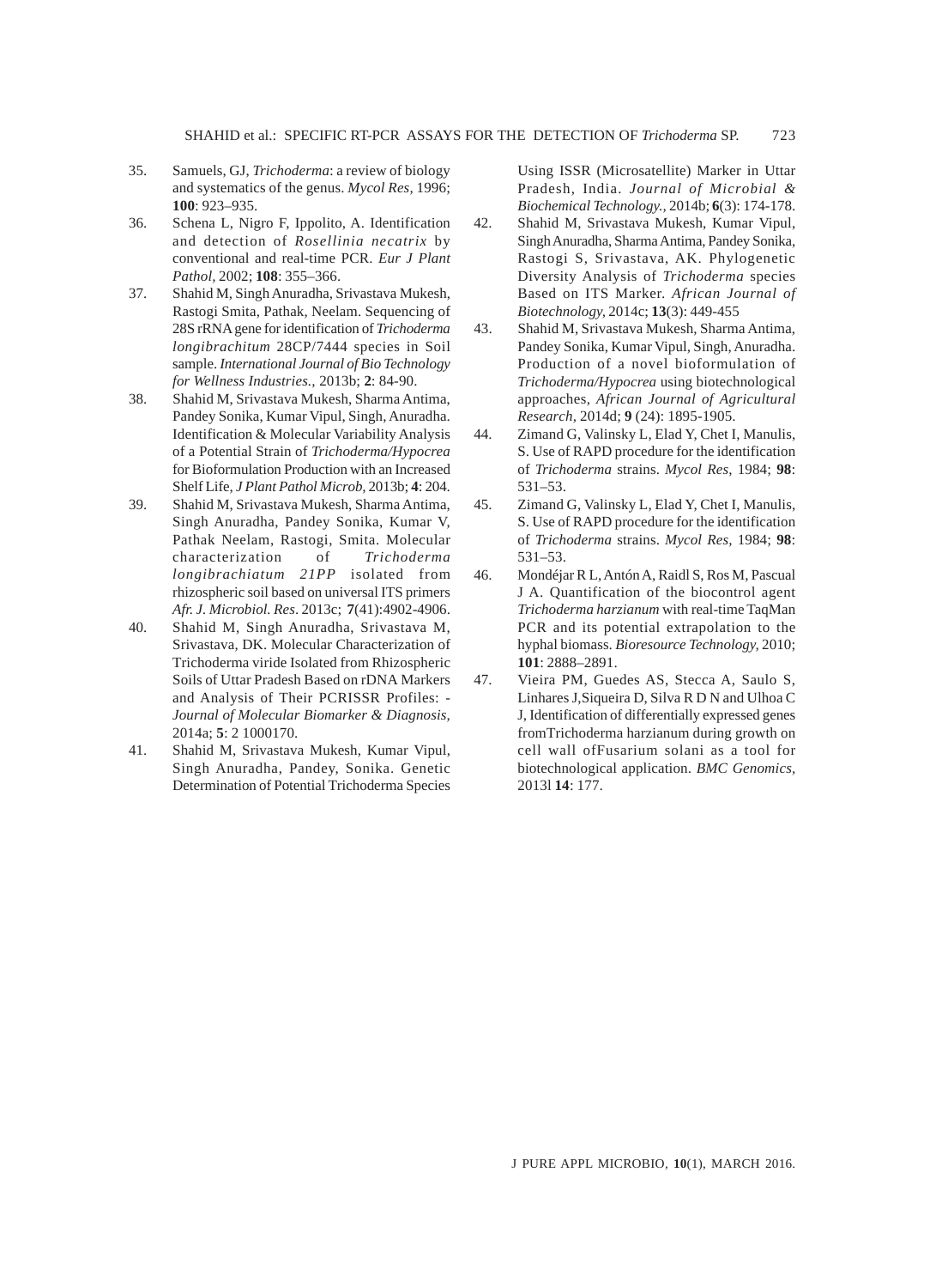35. Samuels, GJ, *Trichoderma*: a review of biology and systematics of the genus. *Mycol Res*, 1996; **100**: 923–935.
36. Schena L, Nigro F, Ippolito, A. Identification and detection of *Rosellinia necatrix* by conventional and real-time PCR. *Eur J Plant Pathol*, 2002; **108**: 355–366.
37. Shahid M, Singh Anuradha, Srivastava Mukesh, Rastogi Smita, Pathak, Neelam. Sequencing of 28S rRNA gene for identification of *Trichoderma longibrachitum* 28CP/7444 species in Soil sample. *International Journal of Bio Technology for Wellness Industries.*, 2013b; **2**: 84-90.
38. Shahid M, Srivastava Mukesh, Sharma Antima, Pandey Sonika, Kumar Vipul, Singh, Anuradha. Identification & Molecular Variability Analysis of a Potential Strain of *Trichoderma/Hypocrea* for Bioformulation Production with an Increased Shelf Life, *J Plant Pathol Microb*, 2013b; **4**: 204.
39. Shahid M, Srivastava Mukesh, Sharma Antima, Singh Anuradha, Pandey Sonika, Kumar V, Pathak Neelam, Rastogi, Smita. Molecular characterization of *Trichoderma longibrachiatum 21PP* isolated from rhizospheric soil based on universal ITS primers *Afr. J. Microbiol. Res*. 2013c; **7**(41):4902-4906.
40. Shahid M, Singh Anuradha, Srivastava M, Srivastava, DK. Molecular Characterization of Trichoderma viride Isolated from Rhizospheric Soils of Uttar Pradesh Based on rDNA Markers and Analysis of Their PCRISSR Profiles: - *Journal of Molecular Biomarker & Diagnosis*, 2014a; **5**: 2 1000170.
41. Shahid M, Srivastava Mukesh, Kumar Vipul, Singh Anuradha, Pandey, Sonika. Genetic Determination of Potential Trichoderma Species Using ISSR (Microsatellite) Marker in Uttar Pradesh, India. *Journal of Microbial & Biochemical Technology.*, 2014b; **6**(3): 174-178.
42. Shahid M, Srivastava Mukesh, Kumar Vipul, Singh Anuradha, Sharma Antima, Pandey Sonika, Rastogi S, Srivastava, AK. Phylogenetic Diversity Analysis of *Trichoderma* species Based on ITS Marker. *African Journal of Biotechnology*, 2014c; **13**(3): 449-455
43. Shahid M, Srivastava Mukesh, Sharma Antima, Pandey Sonika, Kumar Vipul, Singh, Anuradha. Production of a novel bioformulation of *Trichoderma/Hypocrea* using biotechnological approaches, *African Journal of Agricultural Research*, 2014d; **9** (24): 1895-1905.
44. Zimand G, Valinsky L, Elad Y, Chet I, Manulis, S. Use of RAPD procedure for the identification of *Trichoderma* strains. *Mycol Res*, 1984; **98**: 531–53.
45. Zimand G, Valinsky L, Elad Y, Chet I, Manulis, S. Use of RAPD procedure for the identification of *Trichoderma* strains. *Mycol Res*, 1984; **98**: 531–53.
46. Mondéjar R L, Antón A, Raidl S, Ros M, Pascual J A. Quantification of the biocontrol agent *Trichoderma harzianum* with real-time TaqMan PCR and its potential extrapolation to the hyphal biomass. *Bioresource Technology*, 2010; **101**: 2888–2891.
47. Vieira PM, Guedes AS, Stecca A, Saulo S, Linhares J,Siqueira D, Silva R D N and Ulhoa C J, Identification of differentially expressed genes fromTrichoderma harzianum during growth on cell wall ofFusarium solani as a tool for biotechnological application. *BMC Genomics*, 2013l **14**: 177.